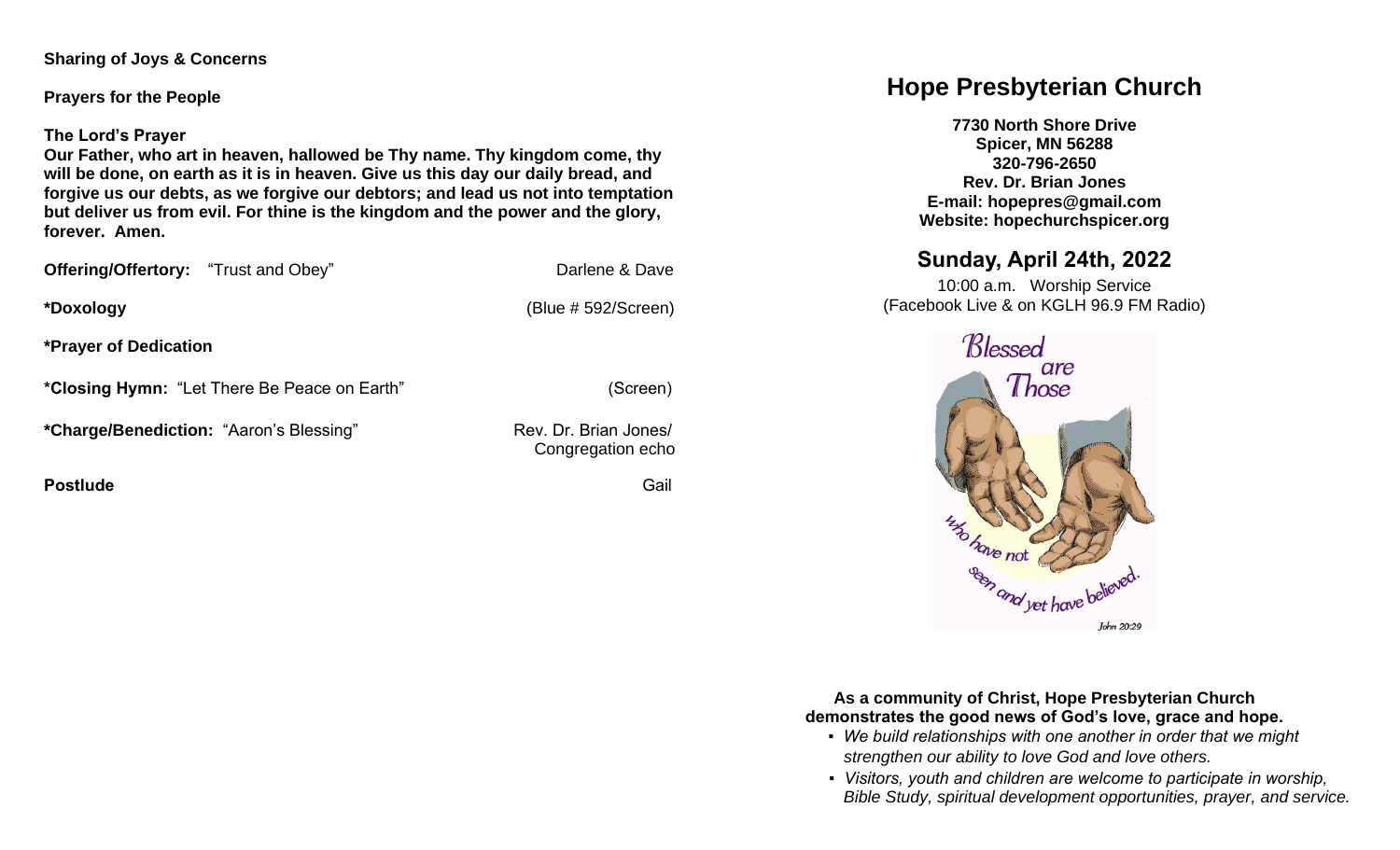**Sharing of Joys & Concerns**

**Prayers for the People**

**The Lord's Prayer**
**Our Father, who art in heaven, hallowed be Thy name. Thy kingdom come, thy will be done, on earth as it is in heaven. Give us this day our daily bread, and forgive us our debts, as we forgive our debtors; and lead us not into temptation but deliver us from evil. For thine is the kingdom and the power and the glory, forever. Amen.**

**Offering/Offertory:** "Trust and Obey" — Darlene & Dave

**\*Doxology** — (Blue # 592/Screen)

**\*Prayer of Dedication**

**\*Closing Hymn:** "Let There Be Peace on Earth" — (Screen)

**\*Charge/Benediction:** "Aaron's Blessing" — Rev. Dr. Brian Jones/ Congregation echo

**Postlude** — Gail

# Hope Presbyterian Church

**7730 North Shore Drive**
**Spicer, MN 56288**
**320-796-2650**
**Rev. Dr. Brian Jones**
**E-mail: hopepres@gmail.com**
**Website: hopechurchspicer.org**

## Sunday, April 24th, 2022

10:00 a.m. Worship Service
(Facebook Live & on KGLH 96.9 FM Radio)

Blessed are Those who have not seen and yet have believed. John 20:29

**As a community of Christ, Hope Presbyterian Church demonstrates the good news of God's love, grace and hope.**

- *We build relationships with one another in order that we might strengthen our ability to love God and love others.*
- *Visitors, youth and children are welcome to participate in worship, Bible Study, spiritual development opportunities, prayer, and service.*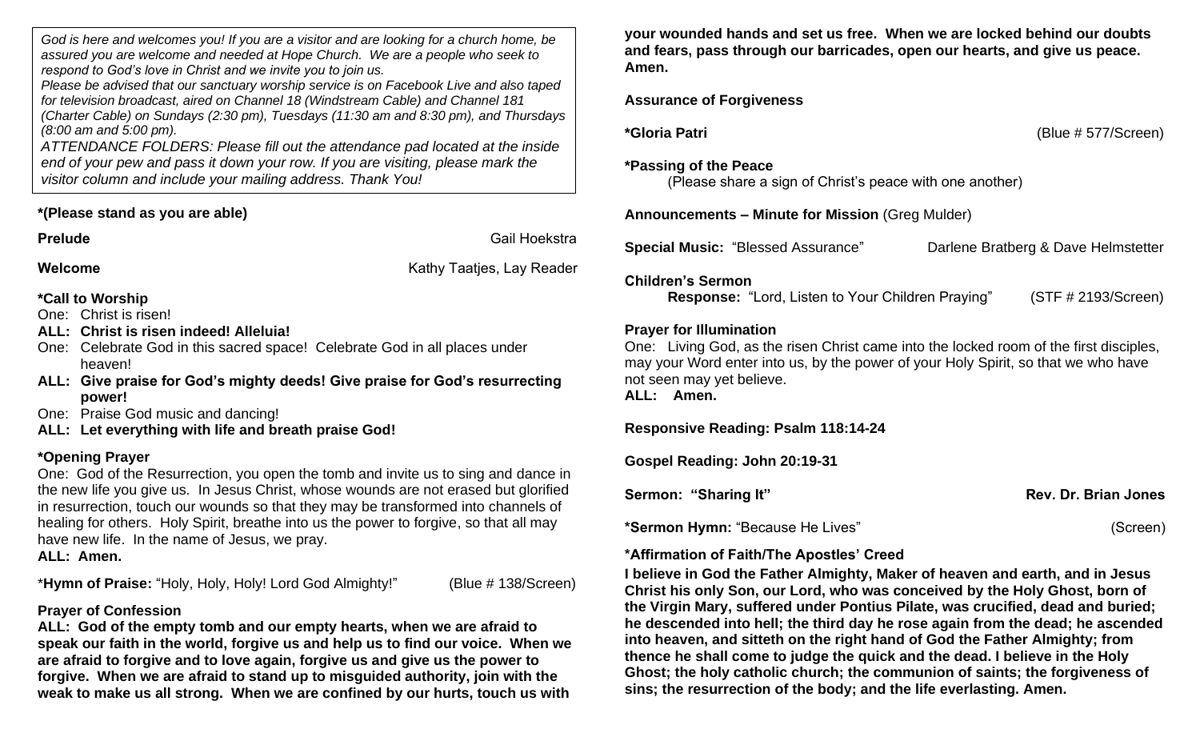*God is here and welcomes you! If you are a visitor and are looking for a church home, be assured you are welcome and needed at Hope Church. We are a people who seek to respond to God's love in Christ and we invite you to join us.*
*Please be advised that our sanctuary worship service is on Facebook Live and also taped for television broadcast, aired on Channel 18 (Windstream Cable) and Channel 181 (Charter Cable) on Sundays (2:30 pm), Tuesdays (11:30 am and 8:30 pm), and Thursdays (8:00 am and 5:00 pm).*
*ATTENDANCE FOLDERS: Please fill out the attendance pad located at the inside end of your pew and pass it down your row. If you are visiting, please mark the visitor column and include your mailing address. Thank You!*

**\*(Please stand as you are able)**

**Prelude** — Gail Hoekstra

**Welcome** — Kathy Taatjes, Lay Reader

**\*Call to Worship**
One: Christ is risen!
**ALL: Christ is risen indeed! Alleluia!**
One: Celebrate God in this sacred space! Celebrate God in all places under heaven!
**ALL: Give praise for God's mighty deeds! Give praise for God's resurrecting power!**
One: Praise God music and dancing!
**ALL: Let everything with life and breath praise God!**

**\*Opening Prayer**
One: God of the Resurrection, you open the tomb and invite us to sing and dance in the new life you give us. In Jesus Christ, whose wounds are not erased but glorified in resurrection, touch our wounds so that they may be transformed into channels of healing for others. Holy Spirit, breathe into us the power to forgive, so that all may have new life. In the name of Jesus, we pray.
**ALL: Amen.**

\***Hymn of Praise:** "Holy, Holy, Holy! Lord God Almighty!" (Blue # 138/Screen)

**Prayer of Confession**
**ALL: God of the empty tomb and our empty hearts, when we are afraid to speak our faith in the world, forgive us and help us to find our voice. When we are afraid to forgive and to love again, forgive us and give us the power to forgive. When we are afraid to stand up to misguided authority, join with the weak to make us all strong. When we are confined by our hurts, touch us with your wounded hands and set us free. When we are locked behind our doubts and fears, pass through our barricades, open our hearts, and give us peace. Amen.**

**Assurance of Forgiveness**

**\*Gloria Patri** (Blue # 577/Screen)

**\*Passing of the Peace**
(Please share a sign of Christ's peace with one another)

**Announcements – Minute for Mission** (Greg Mulder)

**Special Music:** "Blessed Assurance" — Darlene Bratberg & Dave Helmstetter

**Children's Sermon**
**Response:** "Lord, Listen to Your Children Praying" (STF # 2193/Screen)

**Prayer for Illumination**
One: Living God, as the risen Christ came into the locked room of the first disciples, may your Word enter into us, by the power of your Holy Spirit, so that we who have not seen may yet believe.
**ALL: Amen.**

**Responsive Reading: Psalm 118:14-24**

**Gospel Reading: John 20:19-31**

**Sermon: "Sharing It"** — **Rev. Dr. Brian Jones**

**\*Sermon Hymn:** "Because He Lives" (Screen)

**\*Affirmation of Faith/The Apostles' Creed**
**I believe in God the Father Almighty, Maker of heaven and earth, and in Jesus Christ his only Son, our Lord, who was conceived by the Holy Ghost, born of the Virgin Mary, suffered under Pontius Pilate, was crucified, dead and buried; he descended into hell; the third day he rose again from the dead; he ascended into heaven, and sitteth on the right hand of God the Father Almighty; from thence he shall come to judge the quick and the dead. I believe in the Holy Ghost; the holy catholic church; the communion of saints; the forgiveness of sins; the resurrection of the body; and the life everlasting. Amen.**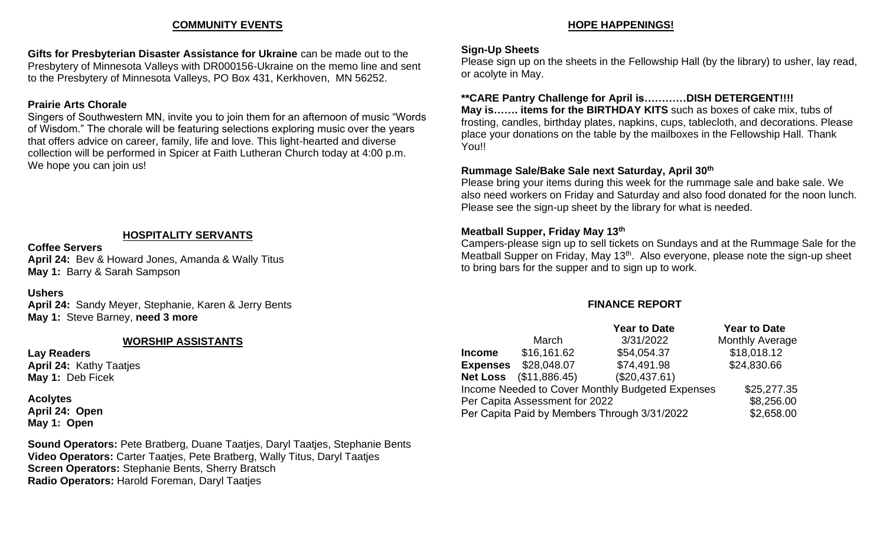## COMMUNITY EVENTS

**Gifts for Presbyterian Disaster Assistance for Ukraine** can be made out to the Presbytery of Minnesota Valleys with DR000156-Ukraine on the memo line and sent to the Presbytery of Minnesota Valleys, PO Box 431, Kerkhoven, MN 56252.

**Prairie Arts Chorale**
Singers of Southwestern MN, invite you to join them for an afternoon of music "Words of Wisdom." The chorale will be featuring selections exploring music over the years that offers advice on career, family, life and love. This light-hearted and diverse collection will be performed in Spicer at Faith Lutheran Church today at 4:00 p.m. We hope you can join us!

## HOSPITALITY SERVANTS

**Coffee Servers**
**April 24:** Bev & Howard Jones, Amanda & Wally Titus
**May 1:** Barry & Sarah Sampson

**Ushers**
**April 24:** Sandy Meyer, Stephanie, Karen & Jerry Bents
**May 1:** Steve Barney, **need 3 more**

## WORSHIP ASSISTANTS

**Lay Readers**
**April 24:** Kathy Taatjes
**May 1:** Deb Ficek

**Acolytes**
**April 24: Open**
**May 1: Open**

**Sound Operators:** Pete Bratberg, Duane Taatjes, Daryl Taatjes, Stephanie Bents
**Video Operators:** Carter Taatjes, Pete Bratberg, Wally Titus, Daryl Taatjes
**Screen Operators:** Stephanie Bents, Sherry Bratsch
**Radio Operators:** Harold Foreman, Daryl Taatjes

## HOPE HAPPENINGS!

**Sign-Up Sheets**
Please sign up on the sheets in the Fellowship Hall (by the library) to usher, lay read, or acolyte in May.

**\*\*CARE Pantry Challenge for April is…………DISH DETERGENT!!!!**
**May is……. items for the BIRTHDAY KITS** such as boxes of cake mix, tubs of frosting, candles, birthday plates, napkins, cups, tablecloth, and decorations. Please place your donations on the table by the mailboxes in the Fellowship Hall. Thank You!!

**Rummage Sale/Bake Sale next Saturday, April 30th**
Please bring your items during this week for the rummage sale and bake sale. We also need workers on Friday and Saturday and also food donated for the noon lunch. Please see the sign-up sheet by the library for what is needed.

**Meatball Supper, Friday May 13th**
Campers-please sign up to sell tickets on Sundays and at the Rummage Sale for the Meatball Supper on Friday, May 13th. Also everyone, please note the sign-up sheet to bring bars for the supper and to sign up to work.

## FINANCE REPORT

| | March | Year to Date 3/31/2022 | Year to Date Monthly Average |
|---|---|---|---|
| **Income** | $16,161.62 | $54,054.37 | $18,018.12 |
| **Expenses** | $28,048.07 | $74,491.98 | $24,830.66 |
| **Net Loss** | ($11,886.45) | ($20,437.61) | |
| Income Needed to Cover Monthly Budgeted Expenses | | | $25,277.35 |
| Per Capita Assessment for 2022 | | | $8,256.00 |
| Per Capita Paid by Members Through 3/31/2022 | | | $2,658.00 |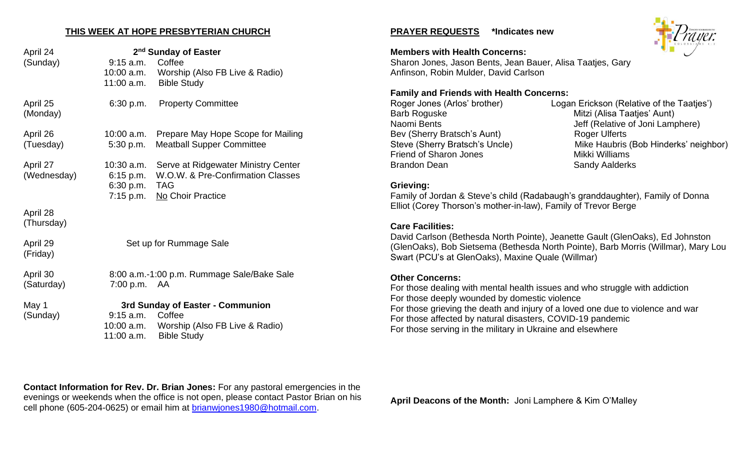## THIS WEEK AT HOPE PRESBYTERIAN CHURCH

| | | |
|---|---|---|
| April 24 (Sunday) | | **2nd Sunday of Easter** |
| | 9:15 a.m. | Coffee |
| | 10:00 a.m. | Worship (Also FB Live & Radio) |
| | 11:00 a.m. | Bible Study |
| April 25 (Monday) | 6:30 p.m. | Property Committee |
| April 26 (Tuesday) | 10:00 a.m. | Prepare May Hope Scope for Mailing |
| | 5:30 p.m. | Meatball Supper Committee |
| April 27 (Wednesday) | 10:30 a.m. | Serve at Ridgewater Ministry Center |
| | 6:15 p.m. | W.O.W. & Pre-Confirmation Classes |
| | 6:30 p.m. | TAG |
| | 7:15 p.m. | No Choir Practice |
| April 28 (Thursday) | | |
| April 29 (Friday) | | Set up for Rummage Sale |
| April 30 (Saturday) | 8:00 a.m.-1:00 p.m. | Rummage Sale/Bake Sale |
| | 7:00 p.m. | AA |
| May 1 (Sunday) | | **3rd Sunday of Easter - Communion** |
| | 9:15 a.m. | Coffee |
| | 10:00 a.m. | Worship (Also FB Live & Radio) |
| | 11:00 a.m. | Bible Study |

**Contact Information for Rev. Dr. Brian Jones:** For any pastoral emergencies in the evenings or weekends when the office is not open, please contact Pastor Brian on his cell phone (605-204-0625) or email him at brianwjones1980@hotmail.com.

## PRAYER REQUESTS *Indicates new

**Members with Health Concerns:**
Sharon Jones, Jason Bents, Jean Bauer, Alisa Taatjes, Gary Anfinson, Robin Mulder, David Carlson

**Family and Friends with Health Concerns:**

- Roger Jones (Arlos' brother)
- Barb Roguske
- Naomi Bents
- Bev (Sherry Bratsch's Aunt)
- Steve (Sherry Bratsch's Uncle)
- Friend of Sharon Jones
- Brandon Dean
- Logan Erickson (Relative of the Taatjes')
- Mitzi (Alisa Taatjes' Aunt)
- Jeff (Relative of Joni Lamphere)
- Roger Ulferts
- Mike Haubris (Bob Hinderks' neighbor)
- Mikki Williams
- Sandy Aalderks

**Grieving:**
Family of Jordan & Steve's child (Radabaugh's granddaughter), Family of Donna Elliot (Corey Thorson's mother-in-law), Family of Trevor Berge

**Care Facilities:**
David Carlson (Bethesda North Pointe), Jeanette Gault (GlenOaks), Ed Johnston (GlenOaks), Bob Sietsema (Bethesda North Pointe), Barb Morris (Willmar), Mary Lou Swart (PCU's at GlenOaks), Maxine Quale (Willmar)

**Other Concerns:**
For those dealing with mental health issues and who struggle with addiction
For those deeply wounded by domestic violence
For those grieving the death and injury of a loved one due to violence and war
For those affected by natural disasters, COVID-19 pandemic
For those serving in the military in Ukraine and elsewhere

**April Deacons of the Month:** Joni Lamphere & Kim O'Malley